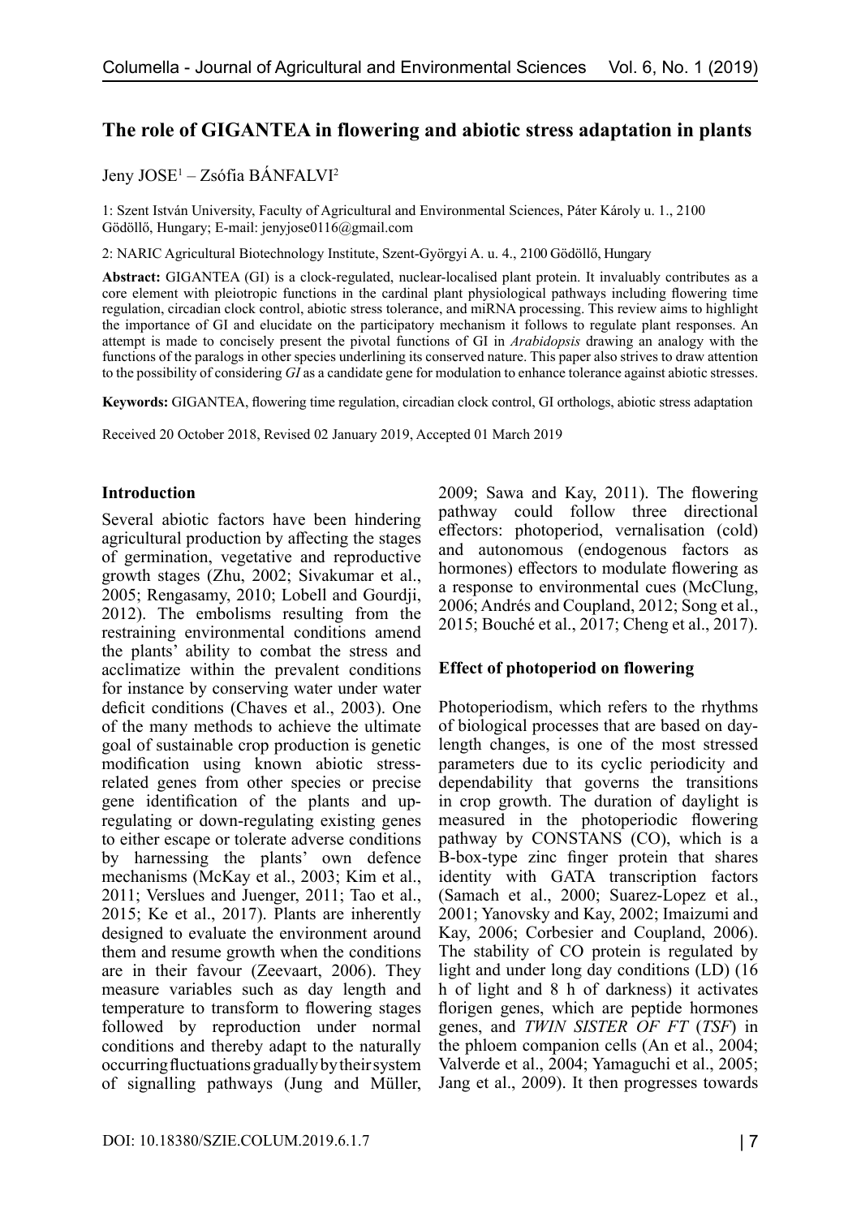# The role of GIGANTEA in flowering and abiotic stress adaptation in plants

Jeny JOSE[1] – Zsófia BÁNFALVI[2]

1: Szent István University, Faculty of Agricultural and Environmental Sciences, Páter Károly u. 1., 2100 Gödöllő, Hungary; E-mail: jenyjose0116@gmail.com

2: NARIC Agricultural Biotechnology Institute, Szent-Györgyi A. u. 4., 2100 Gödöllő, Hungary

**Abstract:** GIGANTEA (GI) is a clock-regulated, nuclear-localised plant protein. It invaluably contributes as a core element with pleiotropic functions in the cardinal plant physiological pathways including flowering time regulation, circadian clock control, abiotic stress tolerance, and miRNA processing. This review aims to highlight the importance of GI and elucidate on the participatory mechanism it follows to regulate plant responses. An attempt is made to concisely present the pivotal functions of GI in *Arabidopsis* drawing an analogy with the functions of the paralogs in other species underlining its conserved nature. This paper also strives to draw attention to the possibility of considering *GI* as a candidate gene for modulation to enhance tolerance against abiotic stresses.

**Keywords:** GIGANTEA, flowering time regulation, circadian clock control, GI orthologs, abiotic stress adaptation

Received 20 October 2018, Revised 02 January 2019, Accepted 01 March 2019

## Introduction

Several abiotic factors have been hindering agricultural production by affecting the stages of germination, vegetative and reproductive growth stages (Zhu, 2002; Sivakumar et al., 2005; Rengasamy, 2010; Lobell and Gourdji, 2012). The embolisms resulting from the restraining environmental conditions amend the plants' ability to combat the stress and acclimatize within the prevalent conditions for instance by conserving water under water deficit conditions (Chaves et al., 2003). One of the many methods to achieve the ultimate goal of sustainable crop production is genetic modification using known abiotic stress-related genes from other species or precise gene identification of the plants and up-regulating or down-regulating existing genes to either escape or tolerate adverse conditions by harnessing the plants' own defence mechanisms (McKay et al., 2003; Kim et al., 2011; Verslues and Juenger, 2011; Tao et al., 2015; Ke et al., 2017). Plants are inherently designed to evaluate the environment around them and resume growth when the conditions are in their favour (Zeevaart, 2006). They measure variables such as day length and temperature to transform to flowering stages followed by reproduction under normal conditions and thereby adapt to the naturally occurring fluctuations gradually by their system of signalling pathways (Jung and Müller, 2009; Sawa and Kay, 2011). The flowering pathway could follow three directional effectors: photoperiod, vernalisation (cold) and autonomous (endogenous factors as hormones) effectors to modulate flowering as a response to environmental cues (McClung, 2006; Andrés and Coupland, 2012; Song et al., 2015; Bouché et al., 2017; Cheng et al., 2017).

## Effect of photoperiod on flowering

Photoperiodism, which refers to the rhythms of biological processes that are based on day-length changes, is one of the most stressed parameters due to its cyclic periodicity and dependability that governs the transitions in crop growth. The duration of daylight is measured in the photoperiodic flowering pathway by CONSTANS (CO), which is a B-box-type zinc finger protein that shares identity with GATA transcription factors (Samach et al., 2000; Suarez-Lopez et al., 2001; Yanovsky and Kay, 2002; Imaizumi and Kay, 2006; Corbesier and Coupland, 2006). The stability of CO protein is regulated by light and under long day conditions (LD) (16 h of light and 8 h of darkness) it activates florigen genes, which are peptide hormones genes, and *TWIN SISTER OF FT* (*TSF*) in the phloem companion cells (An et al., 2004; Valverde et al., 2004; Yamaguchi et al., 2005; Jang et al., 2009). It then progresses towards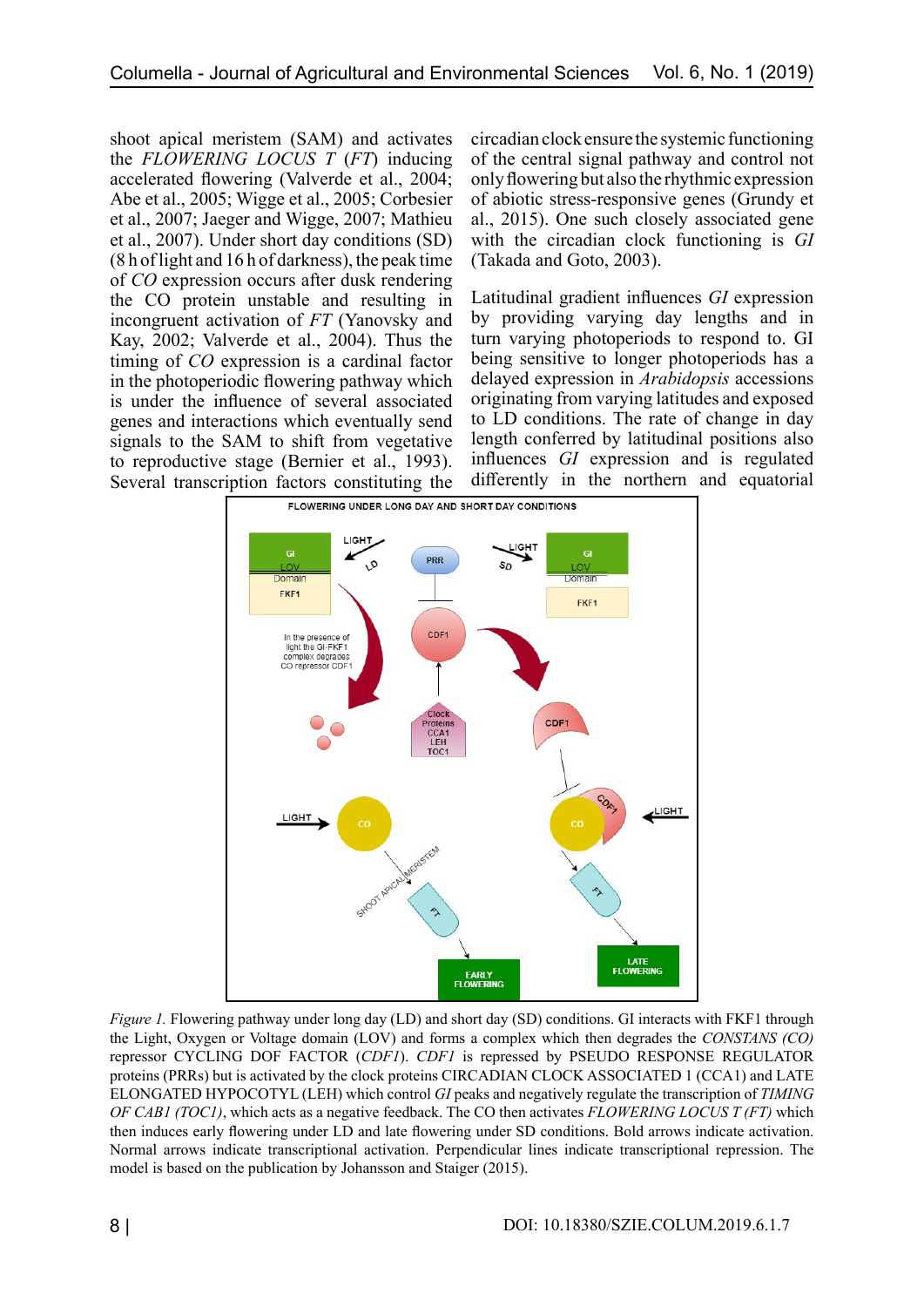shoot apical meristem (SAM) and activates the *FLOWERING LOCUS T* (*FT*) inducing accelerated flowering (Valverde et al., 2004; Abe et al., 2005; Wigge et al., 2005; Corbesier et al., 2007; Jaeger and Wigge, 2007; Mathieu et al., 2007). Under short day conditions (SD) (8 h of light and 16 h of darkness), the peak time of *CO* expression occurs after dusk rendering the CO protein unstable and resulting in incongruent activation of *FT* (Yanovsky and Kay, 2002; Valverde et al., 2004). Thus the timing of *CO* expression is a cardinal factor in the photoperiodic flowering pathway which is under the influence of several associated genes and interactions which eventually send signals to the SAM to shift from vegetative to reproductive stage (Bernier et al., 1993). Several transcription factors constituting the circadian clock ensure the systemic functioning of the central signal pathway and control not only flowering but also the rhythmic expression of abiotic stress-responsive genes (Grundy et al., 2015). One such closely associated gene with the circadian clock functioning is *GI* (Takada and Goto, 2003).

Latitudinal gradient influences *GI* expression by providing varying day lengths and in turn varying photoperiods to respond to. GI being sensitive to longer photoperiods has a delayed expression in *Arabidopsis* accessions originating from varying latitudes and exposed to LD conditions. The rate of change in day length conferred by latitudinal positions also influences *GI* expression and is regulated differently in the northern and equatorial

*Figure 1.* Flowering pathway under long day (LD) and short day (SD) conditions. GI interacts with FKF1 through the Light, Oxygen or Voltage domain (LOV) and forms a complex which then degrades the *CONSTANS (CO)* repressor CYCLING DOF FACTOR (*CDF1*). *CDF1* is repressed by PSEUDO RESPONSE REGULATOR proteins (PRRs) but is activated by the clock proteins CIRCADIAN CLOCK ASSOCIATED 1 (CCA1) and LATE ELONGATED HYPOCOTYL (LEH) which control *GI* peaks and negatively regulate the transcription of *TIMING OF CAB1 (TOC1)*, which acts as a negative feedback. The CO then activates *FLOWERING LOCUS T (FT)* which then induces early flowering under LD and late flowering under SD conditions. Bold arrows indicate activation. Normal arrows indicate transcriptional activation. Perpendicular lines indicate transcriptional repression. The model is based on the publication by Johansson and Staiger (2015).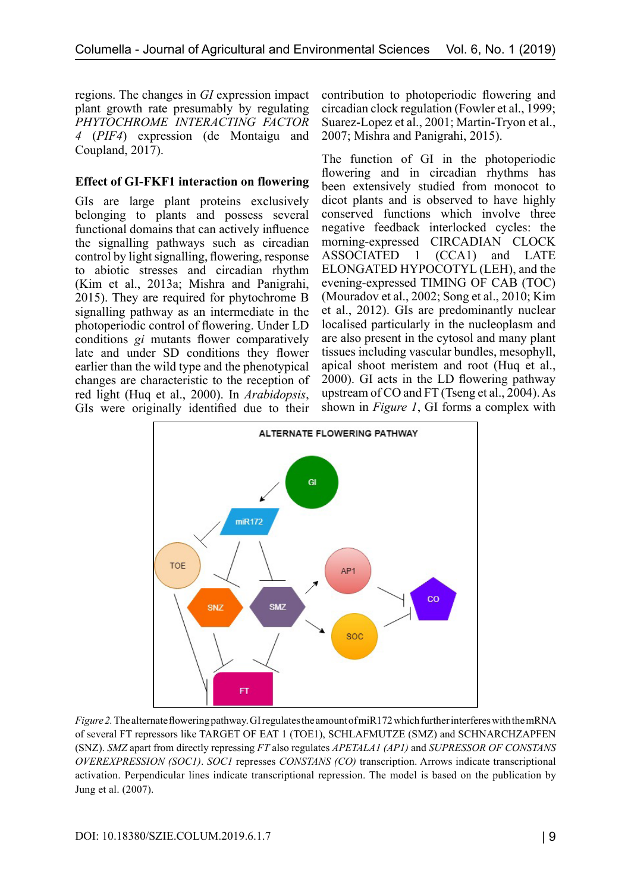regions. The changes in *GI* expression impact plant growth rate presumably by regulating *PHYTOCHROME INTERACTING FACTOR 4* (*PIF4*) expression (de Montaigu and Coupland, 2017).

### Effect of GI-FKF1 interaction on flowering

GIs are large plant proteins exclusively belonging to plants and possess several functional domains that can actively influence the signalling pathways such as circadian control by light signalling, flowering, response to abiotic stresses and circadian rhythm (Kim et al., 2013a; Mishra and Panigrahi, 2015). They are required for phytochrome B signalling pathway as an intermediate in the photoperiodic control of flowering. Under LD conditions *gi* mutants flower comparatively late and under SD conditions they flower earlier than the wild type and the phenotypical changes are characteristic to the reception of red light (Huq et al., 2000). In *Arabidopsis*, GIs were originally identified due to their contribution to photoperiodic flowering and circadian clock regulation (Fowler et al., 1999; Suarez-Lopez et al., 2001; Martin-Tryon et al., 2007; Mishra and Panigrahi, 2015).

The function of GI in the photoperiodic flowering and in circadian rhythms has been extensively studied from monocot to dicot plants and is observed to have highly conserved functions which involve three negative feedback interlocked cycles: the morning-expressed CIRCADIAN CLOCK ASSOCIATED 1 (CCA1) and LATE ELONGATED HYPOCOTYL (LEH), and the evening-expressed TIMING OF CAB (TOC) (Mouradov et al., 2002; Song et al., 2010; Kim et al., 2012). GIs are predominantly nuclear localised particularly in the nucleoplasm and are also present in the cytosol and many plant tissues including vascular bundles, mesophyll, apical shoot meristem and root (Huq et al., 2000). GI acts in the LD flowering pathway upstream of CO and FT (Tseng et al., 2004). As shown in *Figure 1*, GI forms a complex with

*Figure 2.* The alternate flowering pathway. GI regulates the amount of miR172 which further interferes with the mRNA of several FT repressors like TARGET OF EAT 1 (TOE1), SCHLAFMUTZE (SMZ) and SCHNARCHZAPFEN (SNZ). *SMZ* apart from directly repressing *FT* also regulates *APETALA1 (AP1)* and *SUPRESSOR OF CONSTANS OVEREXPRESSION (SOC1)*. *SOC1* represses *CONSTANS (CO)* transcription. Arrows indicate transcriptional activation. Perpendicular lines indicate transcriptional repression. The model is based on the publication by Jung et al. (2007).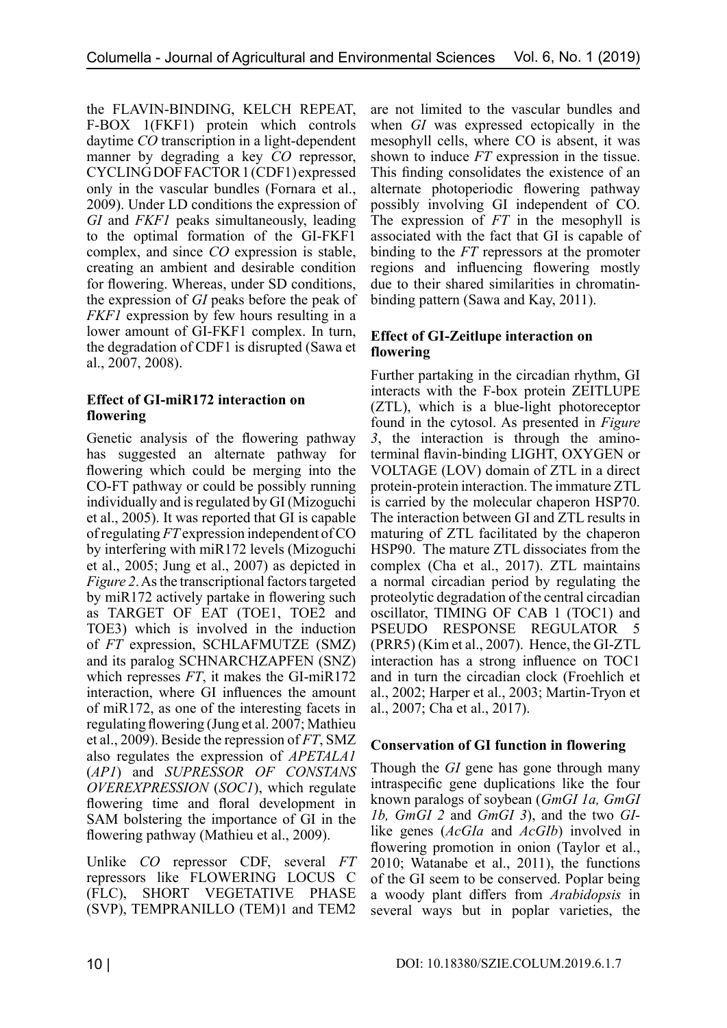the FLAVIN-BINDING, KELCH REPEAT, F-BOX 1(FKF1) protein which controls daytime *CO* transcription in a light-dependent manner by degrading a key *CO* repressor, CYCLING DOF FACTOR 1 (CDF1) expressed only in the vascular bundles (Fornara et al., 2009). Under LD conditions the expression of *GI* and *FKF1* peaks simultaneously, leading to the optimal formation of the GI-FKF1 complex, and since *CO* expression is stable, creating an ambient and desirable condition for flowering. Whereas, under SD conditions, the expression of *GI* peaks before the peak of *FKF1* expression by few hours resulting in a lower amount of GI-FKF1 complex. In turn, the degradation of CDF1 is disrupted (Sawa et al., 2007, 2008).

### Effect of GI-miR172 interaction on flowering

Genetic analysis of the flowering pathway has suggested an alternate pathway for flowering which could be merging into the CO-FT pathway or could be possibly running individually and is regulated by GI (Mizoguchi et al., 2005). It was reported that GI is capable of regulating *FT* expression independent of CO by interfering with miR172 levels (Mizoguchi et al., 2005; Jung et al., 2007) as depicted in *Figure 2*. As the transcriptional factors targeted by miR172 actively partake in flowering such as TARGET OF EAT (TOE1, TOE2 and TOE3) which is involved in the induction of *FT* expression, SCHLAFMUTZE (SMZ) and its paralog SCHNARCHZAPFEN (SNZ) which represses *FT*, it makes the GI-miR172 interaction, where GI influences the amount of miR172, as one of the interesting facets in regulating flowering (Jung et al. 2007; Mathieu et al., 2009). Beside the repression of *FT*, SMZ also regulates the expression of *APETALA1* (*AP1*) and *SUPRESSOR OF CONSTANS OVEREXPRESSION* (*SOC1*), which regulate flowering time and floral development in SAM bolstering the importance of GI in the flowering pathway (Mathieu et al., 2009).

Unlike *CO* repressor CDF, several *FT* repressors like FLOWERING LOCUS C (FLC), SHORT VEGETATIVE PHASE (SVP), TEMPRANILLO (TEM)1 and TEM2 are not limited to the vascular bundles and when *GI* was expressed ectopically in the mesophyll cells, where CO is absent, it was shown to induce *FT* expression in the tissue. This finding consolidates the existence of an alternate photoperiodic flowering pathway possibly involving GI independent of CO. The expression of *FT* in the mesophyll is associated with the fact that GI is capable of binding to the *FT* repressors at the promoter regions and influencing flowering mostly due to their shared similarities in chromatin-binding pattern (Sawa and Kay, 2011).

### Effect of GI-Zeitlupe interaction on flowering

Further partaking in the circadian rhythm, GI interacts with the F-box protein ZEITLUPE (ZTL), which is a blue-light photoreceptor found in the cytosol. As presented in *Figure 3*, the interaction is through the amino-terminal flavin-binding LIGHT, OXYGEN or VOLTAGE (LOV) domain of ZTL in a direct protein-protein interaction. The immature ZTL is carried by the molecular chaperon HSP70. The interaction between GI and ZTL results in maturing of ZTL facilitated by the chaperon HSP90. The mature ZTL dissociates from the complex (Cha et al., 2017). ZTL maintains a normal circadian period by regulating the proteolytic degradation of the central circadian oscillator, TIMING OF CAB 1 (TOC1) and PSEUDO RESPONSE REGULATOR 5 (PRR5) (Kim et al., 2007). Hence, the GI-ZTL interaction has a strong influence on TOC1 and in turn the circadian clock (Froehlich et al., 2002; Harper et al., 2003; Martin-Tryon et al., 2007; Cha et al., 2017).

### Conservation of GI function in flowering

Though the *GI* gene has gone through many intraspecific gene duplications like the four known paralogs of soybean (*GmGI 1a, GmGI 1b, GmGI 2* and *GmGI 3*), and the two *GI*-like genes (*AcGIa* and *AcGIb*) involved in flowering promotion in onion (Taylor et al., 2010; Watanabe et al., 2011), the functions of the GI seem to be conserved. Poplar being a woody plant differs from *Arabidopsis* in several ways but in poplar varieties, the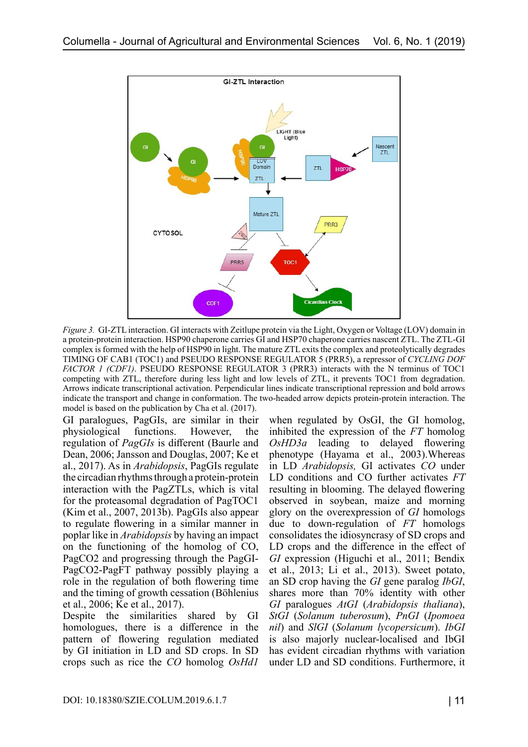*Figure 3.* GI-ZTL interaction. GI interacts with Zeitlupe protein via the Light, Oxygen or Voltage (LOV) domain in a protein-protein interaction. HSP90 chaperone carries GI and HSP70 chaperone carries nascent ZTL. The ZTL-GI complex is formed with the help of HSP90 in light. The mature ZTL exits the complex and proteolytically degrades TIMING OF CAB1 (TOC1) and PSEUDO RESPONSE REGULATOR 5 (PRR5), a repressor of *CYCLING DOF FACTOR 1 (CDF1)*. PSEUDO RESPONSE REGULATOR 3 (PRR3) interacts with the N terminus of TOC1 competing with ZTL, therefore during less light and low levels of ZTL, it prevents TOC1 from degradation. Arrows indicate transcriptional activation. Perpendicular lines indicate transcriptional repression and bold arrows indicate the transport and change in conformation. The two-headed arrow depicts protein-protein interaction. The model is based on the publication by Cha et al. (2017).

GI paralogues, PagGIs, are similar in their physiological functions. However, the regulation of *PagGIs* is different (Baurle and Dean, 2006; Jansson and Douglas, 2007; Ke et al., 2017). As in *Arabidopsis*, PagGIs regulate the circadian rhythms through a protein-protein interaction with the PagZTLs, which is vital for the proteasomal degradation of PagTOC1 (Kim et al., 2007, 2013b). PagGIs also appear to regulate flowering in a similar manner in poplar like in *Arabidopsis* by having an impact on the functioning of the homolog of CO, PagCO2 and progressing through the PagGI-PagCO2-PagFT pathway possibly playing a role in the regulation of both flowering time and the timing of growth cessation (Böhlenius et al., 2006; Ke et al., 2017).

Despite the similarities shared by GI homologues, there is a difference in the pattern of flowering regulation mediated by GI initiation in LD and SD crops. In SD crops such as rice the *CO* homolog *OsHd1* when regulated by OsGI, the GI homolog, inhibited the expression of the *FT* homolog *OsHD3a* leading to delayed flowering phenotype (Hayama et al., 2003).Whereas in LD *Arabidopsis,* GI activates *CO* under LD conditions and CO further activates *FT* resulting in blooming. The delayed flowering observed in soybean, maize and morning glory on the overexpression of *GI* homologs due to down-regulation of *FT* homologs consolidates the idiosyncrasy of SD crops and LD crops and the difference in the effect of *GI* expression (Higuchi et al., 2011; Bendix et al., 2013; Li et al., 2013). Sweet potato, an SD crop having the *GI* gene paralog *IbGI*, shares more than 70% identity with other *GI* paralogues *AtGI* (*Arabidopsis thaliana*), *StGI* (*Solanum tuberosum*), *PnGI* (*Ipomoea nil*) and *SlGI* (*Solanum lycopersicum*). *IbGI* is also majorly nuclear-localised and IbGI has evident circadian rhythms with variation under LD and SD conditions. Furthermore, it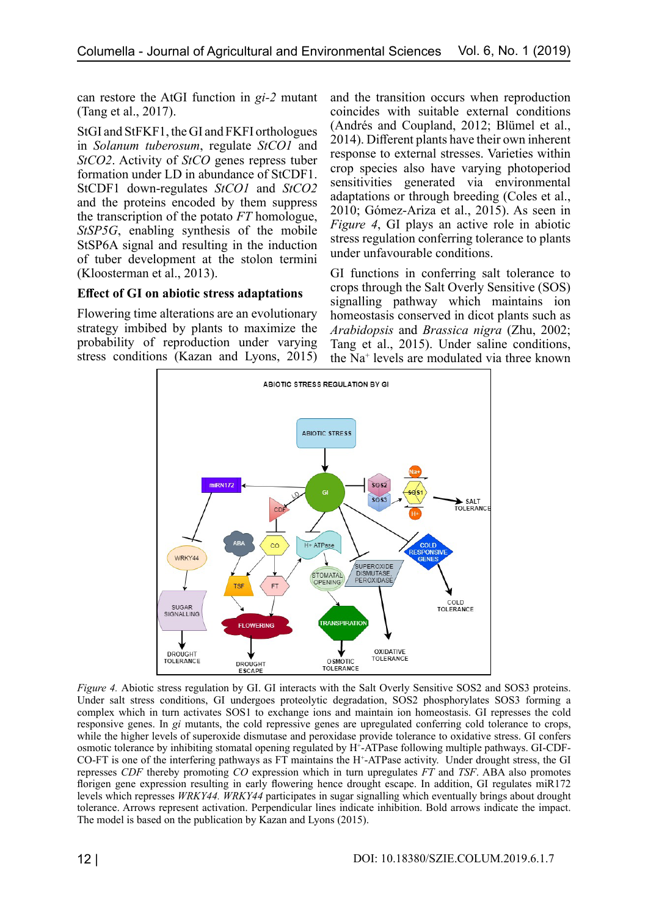can restore the AtGI function in *gi-2* mutant (Tang et al., 2017).

StGI and StFKF1, the GI and FKFI orthologues in *Solanum tuberosum*, regulate *StCO1* and *StCO2*. Activity of *StCO* genes repress tuber formation under LD in abundance of StCDF1. StCDF1 down-regulates *StCO1* and *StCO2* and the proteins encoded by them suppress the transcription of the potato *FT* homologue, *StSP5G*, enabling synthesis of the mobile StSP6A signal and resulting in the induction of tuber development at the stolon termini (Kloosterman et al., 2013).

### Effect of GI on abiotic stress adaptations

Flowering time alterations are an evolutionary strategy imbibed by plants to maximize the probability of reproduction under varying stress conditions (Kazan and Lyons, 2015) and the transition occurs when reproduction coincides with suitable external conditions (Andrés and Coupland, 2012; Blümel et al., 2014). Different plants have their own inherent response to external stresses. Varieties within crop species also have varying photoperiod sensitivities generated via environmental adaptations or through breeding (Coles et al., 2010; Gómez-Ariza et al., 2015). As seen in *Figure 4*, GI plays an active role in abiotic stress regulation conferring tolerance to plants under unfavourable conditions.

GI functions in conferring salt tolerance to crops through the Salt Overly Sensitive (SOS) signalling pathway which maintains ion homeostasis conserved in dicot plants such as *Arabidopsis* and *Brassica nigra* (Zhu, 2002; Tang et al., 2015). Under saline conditions, the $Na^{+}$ levels are modulated via three known

*Figure 4.* Abiotic stress regulation by GI. GI interacts with the Salt Overly Sensitive SOS2 and SOS3 proteins. Under salt stress conditions, GI undergoes proteolytic degradation, SOS2 phosphorylates SOS3 forming a complex which in turn activates SOS1 to exchange ions and maintain ion homeostasis. GI represses the cold responsive genes. In *gi* mutants, the cold repressive genes are upregulated conferring cold tolerance to crops, while the higher levels of superoxide dismutase and peroxidase provide tolerance to oxidative stress. GI confers osmotic tolerance by inhibiting stomatal opening regulated by $H^{+}$-ATPase following multiple pathways. GI-CDF-CO-FT is one of the interfering pathways as FT maintains the $H^{+}$-ATPase activity. Under drought stress, the GI represses *CDF* thereby promoting *CO* expression which in turn upregulates *FT* and *TSF*. ABA also promotes florigen gene expression resulting in early flowering hence drought escape. In addition, GI regulates miR172 levels which represses *WRKY44. WRKY44* participates in sugar signalling which eventually brings about drought tolerance. Arrows represent activation. Perpendicular lines indicate inhibition. Bold arrows indicate the impact. The model is based on the publication by Kazan and Lyons (2015).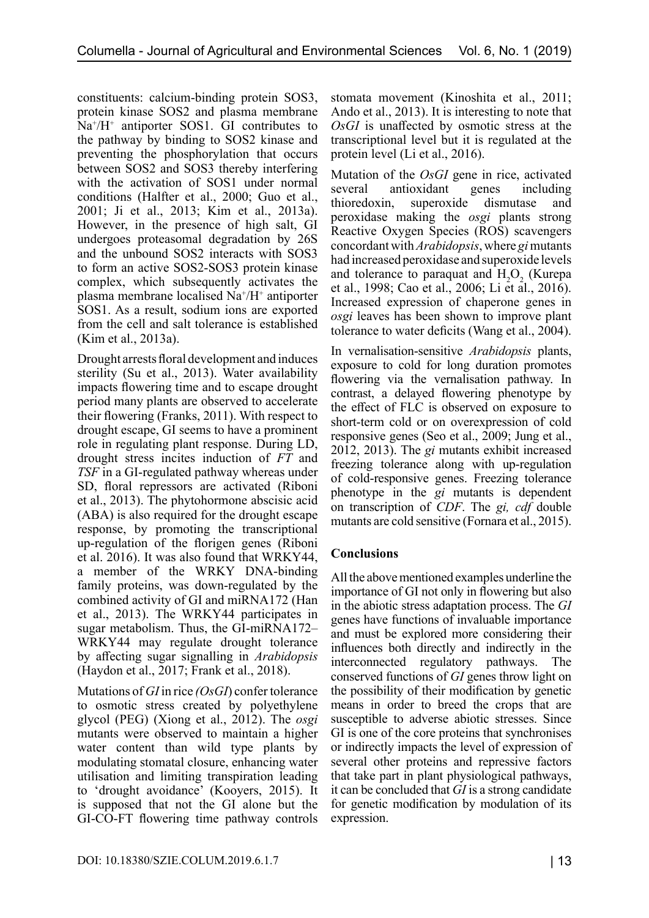constituents: calcium-binding protein SOS3, protein kinase SOS2 and plasma membrane $Na^+/H^+$ antiporter SOS1. GI contributes to the pathway by binding to SOS2 kinase and preventing the phosphorylation that occurs between SOS2 and SOS3 thereby interfering with the activation of SOS1 under normal conditions (Halfter et al., 2000; Guo et al., 2001; Ji et al., 2013; Kim et al., 2013a). However, in the presence of high salt, GI undergoes proteasomal degradation by 26S and the unbound SOS2 interacts with SOS3 to form an active SOS2-SOS3 protein kinase complex, which subsequently activates the plasma membrane localised $Na^+/H^+$ antiporter SOS1. As a result, sodium ions are exported from the cell and salt tolerance is established (Kim et al., 2013a).

Drought arrests floral development and induces sterility (Su et al., 2013). Water availability impacts flowering time and to escape drought period many plants are observed to accelerate their flowering (Franks, 2011). With respect to drought escape, GI seems to have a prominent role in regulating plant response. During LD, drought stress incites induction of *FT* and *TSF* in a GI-regulated pathway whereas under SD, floral repressors are activated (Riboni et al., 2013). The phytohormone abscisic acid (ABA) is also required for the drought escape response, by promoting the transcriptional up-regulation of the florigen genes (Riboni et al. 2016). It was also found that WRKY44, a member of the WRKY DNA-binding family proteins, was down-regulated by the combined activity of GI and miRNA172 (Han et al., 2013). The WRKY44 participates in sugar metabolism. Thus, the GI-miRNA172–WRKY44 may regulate drought tolerance by affecting sugar signalling in *Arabidopsis* (Haydon et al., 2017; Frank et al., 2018).

Mutations of *GI* in rice *(OsGI*) confer tolerance to osmotic stress created by polyethylene glycol (PEG) (Xiong et al., 2012). The *osgi* mutants were observed to maintain a higher water content than wild type plants by modulating stomatal closure, enhancing water utilisation and limiting transpiration leading to 'drought avoidance' (Kooyers, 2015). It is supposed that not the GI alone but the GI-CO-FT flowering time pathway controls stomata movement (Kinoshita et al., 2011; Ando et al., 2013). It is interesting to note that *OsGI* is unaffected by osmotic stress at the transcriptional level but it is regulated at the protein level (Li et al., 2016).

Mutation of the *OsGI* gene in rice, activated several antioxidant genes including thioredoxin, superoxide dismutase and peroxidase making the *osgi* plants strong Reactive Oxygen Species (ROS) scavengers concordant with *Arabidopsis*, where *gi* mutants had increased peroxidase and superoxide levels and tolerance to paraquat and $H_2O_2$ (Kurepa et al., 1998; Cao et al., 2006; Li et al., 2016). Increased expression of chaperone genes in *osgi* leaves has been shown to improve plant tolerance to water deficits (Wang et al., 2004).

In vernalisation-sensitive *Arabidopsis* plants, exposure to cold for long duration promotes flowering via the vernalisation pathway. In contrast, a delayed flowering phenotype by the effect of FLC is observed on exposure to short-term cold or on overexpression of cold responsive genes (Seo et al., 2009; Jung et al., 2012, 2013). The *gi* mutants exhibit increased freezing tolerance along with up-regulation of cold-responsive genes. Freezing tolerance phenotype in the *gi* mutants is dependent on transcription of *CDF*. The *gi, cdf* double mutants are cold sensitive (Fornara et al., 2015).

## Conclusions

All the above mentioned examples underline the importance of GI not only in flowering but also in the abiotic stress adaptation process. The *GI* genes have functions of invaluable importance and must be explored more considering their influences both directly and indirectly in the interconnected regulatory pathways. The conserved functions of *GI* genes throw light on the possibility of their modification by genetic means in order to breed the crops that are susceptible to adverse abiotic stresses. Since GI is one of the core proteins that synchronises or indirectly impacts the level of expression of several other proteins and repressive factors that take part in plant physiological pathways, it can be concluded that *GI* is a strong candidate for genetic modification by modulation of its expression.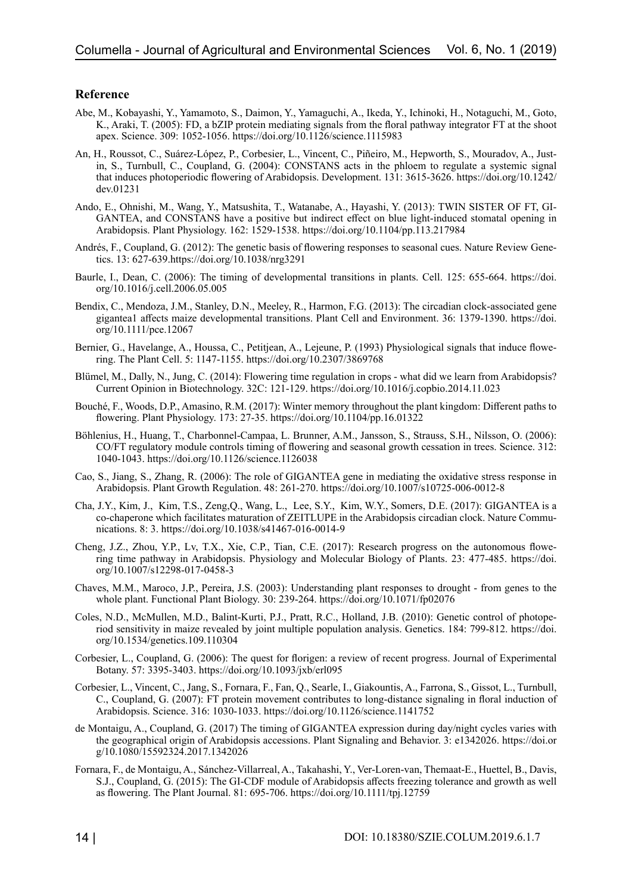## Reference

Abe, M., Kobayashi, Y., Yamamoto, S., Daimon, Y., Yamaguchi, A., Ikeda, Y., Ichinoki, H., Notaguchi, M., Goto, K., Araki, T. (2005): FD, a bZIP protein mediating signals from the floral pathway integrator FT at the shoot apex. Science. 309: 1052-1056. https://doi.org/10.1126/science.1115983

An, H., Roussot, C., Suárez-López, P., Corbesier, L., Vincent, C., Piñeiro, M., Hepworth, S., Mouradov, A., Justin, S., Turnbull, C., Coupland, G. (2004): CONSTANS acts in the phloem to regulate a systemic signal that induces photoperiodic flowering of Arabidopsis. Development. 131: 3615-3626. https://doi.org/10.1242/dev.01231

Ando, E., Ohnishi, M., Wang, Y., Matsushita, T., Watanabe, A., Hayashi, Y. (2013): TWIN SISTER OF FT, GIGANTEA, and CONSTANS have a positive but indirect effect on blue light-induced stomatal opening in Arabidopsis. Plant Physiology. 162: 1529-1538. https://doi.org/10.1104/pp.113.217984

Andrés, F., Coupland, G. (2012): The genetic basis of flowering responses to seasonal cues. Nature Review Genetics. 13: 627-639.https://doi.org/10.1038/nrg3291

Baurle, I., Dean, C. (2006): The timing of developmental transitions in plants. Cell. 125: 655-664. https://doi.org/10.1016/j.cell.2006.05.005

Bendix, C., Mendoza, J.M., Stanley, D.N., Meeley, R., Harmon, F.G. (2013): The circadian clock-associated gene gigantea1 affects maize developmental transitions. Plant Cell and Environment. 36: 1379-1390. https://doi.org/10.1111/pce.12067

Bernier, G., Havelange, A., Houssa, C., Petitjean, A., Lejeune, P. (1993) Physiological signals that induce flowering. The Plant Cell. 5: 1147-1155. https://doi.org/10.2307/3869768

Blümel, M., Dally, N., Jung, C. (2014): Flowering time regulation in crops - what did we learn from Arabidopsis? Current Opinion in Biotechnology. 32C: 121-129. https://doi.org/10.1016/j.copbio.2014.11.023

Bouché, F., Woods, D.P., Amasino, R.M. (2017): Winter memory throughout the plant kingdom: Different paths to flowering. Plant Physiology. 173: 27-35. https://doi.org/10.1104/pp.16.01322

Böhlenius, H., Huang, T., Charbonnel-Campaa, L. Brunner, A.M., Jansson, S., Strauss, S.H., Nilsson, O. (2006): CO/FT regulatory module controls timing of flowering and seasonal growth cessation in trees. Science. 312: 1040-1043. https://doi.org/10.1126/science.1126038

Cao, S., Jiang, S., Zhang, R. (2006): The role of GIGANTEA gene in mediating the oxidative stress response in Arabidopsis. Plant Growth Regulation. 48: 261-270. https://doi.org/10.1007/s10725-006-0012-8

Cha, J.Y., Kim, J., Kim, T.S., Zeng,Q., Wang, L., Lee, S.Y., Kim, W.Y., Somers, D.E. (2017): GIGANTEA is a co-chaperone which facilitates maturation of ZEITLUPE in the Arabidopsis circadian clock. Nature Communications. 8: 3. https://doi.org/10.1038/s41467-016-0014-9

Cheng, J.Z., Zhou, Y.P., Lv, T.X., Xie, C.P., Tian, C.E. (2017): Research progress on the autonomous flowering time pathway in Arabidopsis. Physiology and Molecular Biology of Plants. 23: 477-485. https://doi.org/10.1007/s12298-017-0458-3

Chaves, M.M., Maroco, J.P., Pereira, J.S. (2003): Understanding plant responses to drought - from genes to the whole plant. Functional Plant Biology. 30: 239-264. https://doi.org/10.1071/fp02076

Coles, N.D., McMullen, M.D., Balint-Kurti, P.J., Pratt, R.C., Holland, J.B. (2010): Genetic control of photoperiod sensitivity in maize revealed by joint multiple population analysis. Genetics. 184: 799-812. https://doi.org/10.1534/genetics.109.110304

Corbesier, L., Coupland, G. (2006): The quest for florigen: a review of recent progress. Journal of Experimental Botany. 57: 3395-3403. https://doi.org/10.1093/jxb/erl095

Corbesier, L., Vincent, C., Jang, S., Fornara, F., Fan, Q., Searle, I., Giakountis, A., Farrona, S., Gissot, L., Turnbull, C., Coupland, G. (2007): FT protein movement contributes to long-distance signaling in floral induction of Arabidopsis. Science. 316: 1030-1033. https://doi.org/10.1126/science.1141752

de Montaigu, A., Coupland, G. (2017) The timing of GIGANTEA expression during day/night cycles varies with the geographical origin of Arabidopsis accessions. Plant Signaling and Behavior. 3: e1342026. https://doi.org/10.1080/15592324.2017.1342026

Fornara, F., de Montaigu, A., Sánchez-Villarreal, A., Takahashi, Y., Ver-Loren-van, Themaat-E., Huettel, B., Davis, S.J., Coupland, G. (2015): The GI-CDF module of Arabidopsis affects freezing tolerance and growth as well as flowering. The Plant Journal. 81: 695-706. https://doi.org/10.1111/tpj.12759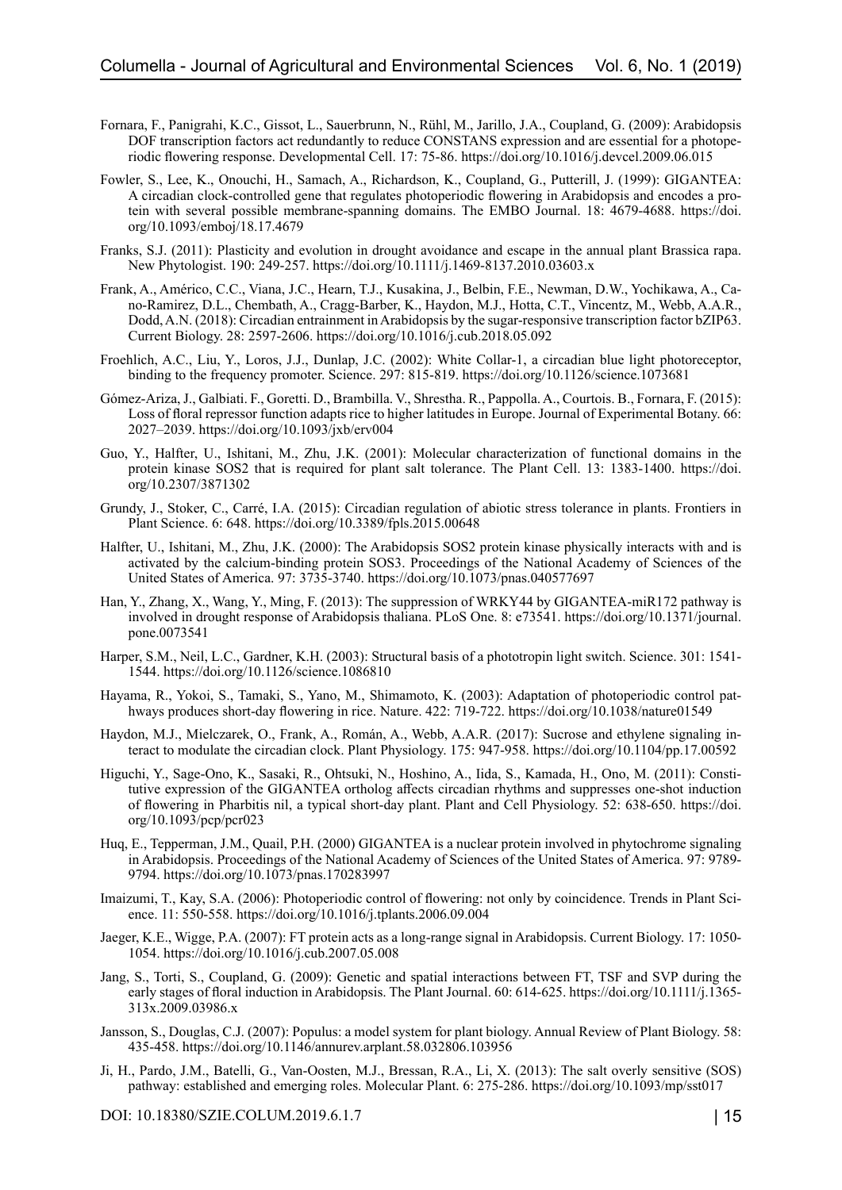Fornara, F., Panigrahi, K.C., Gissot, L., Sauerbrunn, N., Rühl, M., Jarillo, J.A., Coupland, G. (2009): Arabidopsis DOF transcription factors act redundantly to reduce CONSTANS expression and are essential for a photoperiodic flowering response. Developmental Cell. 17: 75-86. https://doi.org/10.1016/j.devcel.2009.06.015

Fowler, S., Lee, K., Onouchi, H., Samach, A., Richardson, K., Coupland, G., Putterill, J. (1999): GIGANTEA: A circadian clock-controlled gene that regulates photoperiodic flowering in Arabidopsis and encodes a protein with several possible membrane-spanning domains. The EMBO Journal. 18: 4679-4688. https://doi.org/10.1093/emboj/18.17.4679

Franks, S.J. (2011): Plasticity and evolution in drought avoidance and escape in the annual plant Brassica rapa. New Phytologist. 190: 249-257. https://doi.org/10.1111/j.1469-8137.2010.03603.x

Frank, A., Américo, C.C., Viana, J.C., Hearn, T.J., Kusakina, J., Belbin, F.E., Newman, D.W., Yochikawa, A., Cano-Ramirez, D.L., Chembath, A., Cragg-Barber, K., Haydon, M.J., Hotta, C.T., Vincentz, M., Webb, A.A.R., Dodd, A.N. (2018): Circadian entrainment in Arabidopsis by the sugar-responsive transcription factor bZIP63. Current Biology. 28: 2597-2606. https://doi.org/10.1016/j.cub.2018.05.092

Froehlich, A.C., Liu, Y., Loros, J.J., Dunlap, J.C. (2002): White Collar-1, a circadian blue light photoreceptor, binding to the frequency promoter. Science. 297: 815-819. https://doi.org/10.1126/science.1073681

Gómez-Ariza, J., Galbiati. F., Goretti. D., Brambilla. V., Shrestha. R., Pappolla. A., Courtois. B., Fornara, F. (2015): Loss of floral repressor function adapts rice to higher latitudes in Europe. Journal of Experimental Botany. 66: 2027–2039. https://doi.org/10.1093/jxb/erv004

Guo, Y., Halfter, U., Ishitani, M., Zhu, J.K. (2001): Molecular characterization of functional domains in the protein kinase SOS2 that is required for plant salt tolerance. The Plant Cell. 13: 1383-1400. https://doi.org/10.2307/3871302

Grundy, J., Stoker, C., Carré, I.A. (2015): Circadian regulation of abiotic stress tolerance in plants. Frontiers in Plant Science. 6: 648. https://doi.org/10.3389/fpls.2015.00648

Halfter, U., Ishitani, M., Zhu, J.K. (2000): The Arabidopsis SOS2 protein kinase physically interacts with and is activated by the calcium-binding protein SOS3. Proceedings of the National Academy of Sciences of the United States of America. 97: 3735-3740. https://doi.org/10.1073/pnas.040577697

Han, Y., Zhang, X., Wang, Y., Ming, F. (2013): The suppression of WRKY44 by GIGANTEA-miR172 pathway is involved in drought response of Arabidopsis thaliana. PLoS One. 8: e73541. https://doi.org/10.1371/journal.pone.0073541

Harper, S.M., Neil, L.C., Gardner, K.H. (2003): Structural basis of a phototropin light switch. Science. 301: 1541-1544. https://doi.org/10.1126/science.1086810

Hayama, R., Yokoi, S., Tamaki, S., Yano, M., Shimamoto, K. (2003): Adaptation of photoperiodic control pathways produces short-day flowering in rice. Nature. 422: 719-722. https://doi.org/10.1038/nature01549

Haydon, M.J., Mielczarek, O., Frank, A., Román, A., Webb, A.A.R. (2017): Sucrose and ethylene signaling interact to modulate the circadian clock. Plant Physiology. 175: 947-958. https://doi.org/10.1104/pp.17.00592

Higuchi, Y., Sage-Ono, K., Sasaki, R., Ohtsuki, N., Hoshino, A., Iida, S., Kamada, H., Ono, M. (2011): Constitutive expression of the GIGANTEA ortholog affects circadian rhythms and suppresses one-shot induction of flowering in Pharbitis nil, a typical short-day plant. Plant and Cell Physiology. 52: 638-650. https://doi.org/10.1093/pcp/pcr023

Huq, E., Tepperman, J.M., Quail, P.H. (2000) GIGANTEA is a nuclear protein involved in phytochrome signaling in Arabidopsis. Proceedings of the National Academy of Sciences of the United States of America. 97: 9789-9794. https://doi.org/10.1073/pnas.170283997

Imaizumi, T., Kay, S.A. (2006): Photoperiodic control of flowering: not only by coincidence. Trends in Plant Science. 11: 550-558. https://doi.org/10.1016/j.tplants.2006.09.004

Jaeger, K.E., Wigge, P.A. (2007): FT protein acts as a long-range signal in Arabidopsis. Current Biology. 17: 1050-1054. https://doi.org/10.1016/j.cub.2007.05.008

Jang, S., Torti, S., Coupland, G. (2009): Genetic and spatial interactions between FT, TSF and SVP during the early stages of floral induction in Arabidopsis. The Plant Journal. 60: 614-625. https://doi.org/10.1111/j.1365-313x.2009.03986.x

Jansson, S., Douglas, C.J. (2007): Populus: a model system for plant biology. Annual Review of Plant Biology. 58: 435-458. https://doi.org/10.1146/annurev.arplant.58.032806.103956

Ji, H., Pardo, J.M., Batelli, G., Van-Oosten, M.J., Bressan, R.A., Li, X. (2013): The salt overly sensitive (SOS) pathway: established and emerging roles. Molecular Plant. 6: 275-286. https://doi.org/10.1093/mp/sst017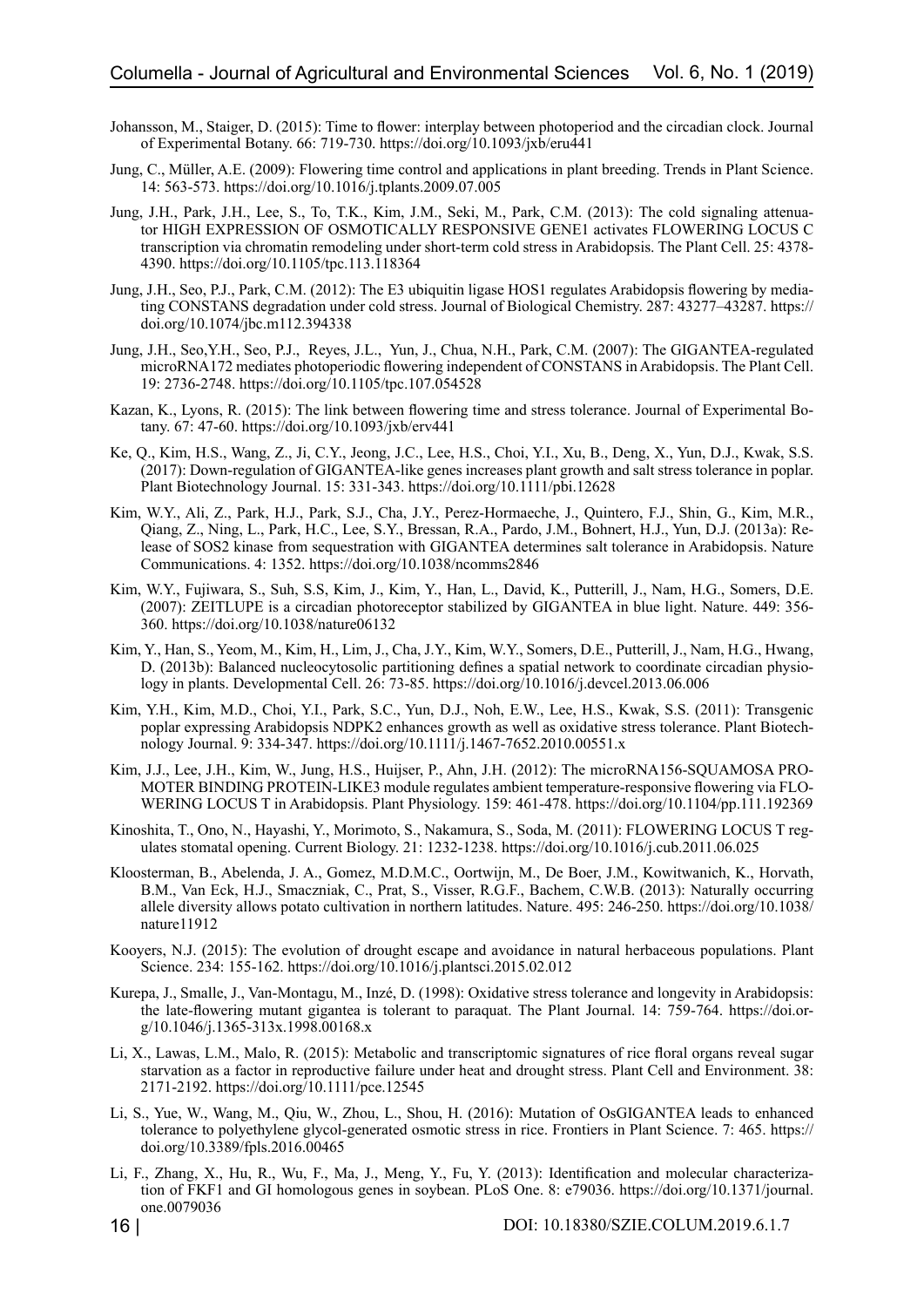Johansson, M., Staiger, D. (2015): Time to flower: interplay between photoperiod and the circadian clock. Journal of Experimental Botany. 66: 719-730. https://doi.org/10.1093/jxb/eru441

Jung, C., Müller, A.E. (2009): Flowering time control and applications in plant breeding. Trends in Plant Science. 14: 563-573. https://doi.org/10.1016/j.tplants.2009.07.005

Jung, J.H., Park, J.H., Lee, S., To, T.K., Kim, J.M., Seki, M., Park, C.M. (2013): The cold signaling attenuator HIGH EXPRESSION OF OSMOTICALLY RESPONSIVE GENE1 activates FLOWERING LOCUS C transcription via chromatin remodeling under short-term cold stress in Arabidopsis. The Plant Cell. 25: 4378-4390. https://doi.org/10.1105/tpc.113.118364

Jung, J.H., Seo, P.J., Park, C.M. (2012): The E3 ubiquitin ligase HOS1 regulates Arabidopsis flowering by mediating CONSTANS degradation under cold stress. Journal of Biological Chemistry. 287: 43277–43287. https://doi.org/10.1074/jbc.m112.394338

Jung, J.H., Seo,Y.H., Seo, P.J., Reyes, J.L., Yun, J., Chua, N.H., Park, C.M. (2007): The GIGANTEA-regulated microRNA172 mediates photoperiodic flowering independent of CONSTANS in Arabidopsis. The Plant Cell. 19: 2736-2748. https://doi.org/10.1105/tpc.107.054528

Kazan, K., Lyons, R. (2015): The link between flowering time and stress tolerance. Journal of Experimental Botany. 67: 47-60. https://doi.org/10.1093/jxb/erv441

Ke, Q., Kim, H.S., Wang, Z., Ji, C.Y., Jeong, J.C., Lee, H.S., Choi, Y.I., Xu, B., Deng, X., Yun, D.J., Kwak, S.S. (2017): Down-regulation of GIGANTEA-like genes increases plant growth and salt stress tolerance in poplar. Plant Biotechnology Journal. 15: 331-343. https://doi.org/10.1111/pbi.12628

Kim, W.Y., Ali, Z., Park, H.J., Park, S.J., Cha, J.Y., Perez-Hormaeche, J., Quintero, F.J., Shin, G., Kim, M.R., Qiang, Z., Ning, L., Park, H.C., Lee, S.Y., Bressan, R.A., Pardo, J.M., Bohnert, H.J., Yun, D.J. (2013a): Release of SOS2 kinase from sequestration with GIGANTEA determines salt tolerance in Arabidopsis. Nature Communications. 4: 1352. https://doi.org/10.1038/ncomms2846

Kim, W.Y., Fujiwara, S., Suh, S.S, Kim, J., Kim, Y., Han, L., David, K., Putterill, J., Nam, H.G., Somers, D.E. (2007): ZEITLUPE is a circadian photoreceptor stabilized by GIGANTEA in blue light. Nature. 449: 356-360. https://doi.org/10.1038/nature06132

Kim, Y., Han, S., Yeom, M., Kim, H., Lim, J., Cha, J.Y., Kim, W.Y., Somers, D.E., Putterill, J., Nam, H.G., Hwang, D. (2013b): Balanced nucleocytosolic partitioning defines a spatial network to coordinate circadian physiology in plants. Developmental Cell. 26: 73-85. https://doi.org/10.1016/j.devcel.2013.06.006

Kim, Y.H., Kim, M.D., Choi, Y.I., Park, S.C., Yun, D.J., Noh, E.W., Lee, H.S., Kwak, S.S. (2011): Transgenic poplar expressing Arabidopsis NDPK2 enhances growth as well as oxidative stress tolerance. Plant Biotechnology Journal. 9: 334-347. https://doi.org/10.1111/j.1467-7652.2010.00551.x

Kim, J.J., Lee, J.H., Kim, W., Jung, H.S., Huijser, P., Ahn, J.H. (2012): The microRNA156-SQUAMOSA PROMOTER BINDING PROTEIN-LIKE3 module regulates ambient temperature-responsive flowering via FLOWERING LOCUS T in Arabidopsis. Plant Physiology. 159: 461-478. https://doi.org/10.1104/pp.111.192369

Kinoshita, T., Ono, N., Hayashi, Y., Morimoto, S., Nakamura, S., Soda, M. (2011): FLOWERING LOCUS T regulates stomatal opening. Current Biology. 21: 1232-1238. https://doi.org/10.1016/j.cub.2011.06.025

Kloosterman, B., Abelenda, J. A., Gomez, M.D.M.C., Oortwijn, M., De Boer, J.M., Kowitwanich, K., Horvath, B.M., Van Eck, H.J., Smaczniak, C., Prat, S., Visser, R.G.F., Bachem, C.W.B. (2013): Naturally occurring allele diversity allows potato cultivation in northern latitudes. Nature. 495: 246-250. https://doi.org/10.1038/nature11912

Kooyers, N.J. (2015): The evolution of drought escape and avoidance in natural herbaceous populations. Plant Science. 234: 155-162. https://doi.org/10.1016/j.plantsci.2015.02.012

Kurepa, J., Smalle, J., Van-Montagu, M., Inzé, D. (1998): Oxidative stress tolerance and longevity in Arabidopsis: the late-flowering mutant gigantea is tolerant to paraquat. The Plant Journal. 14: 759-764. https://doi.org/10.1046/j.1365-313x.1998.00168.x

Li, X., Lawas, L.M., Malo, R. (2015): Metabolic and transcriptomic signatures of rice floral organs reveal sugar starvation as a factor in reproductive failure under heat and drought stress. Plant Cell and Environment. 38: 2171-2192. https://doi.org/10.1111/pce.12545

Li, S., Yue, W., Wang, M., Qiu, W., Zhou, L., Shou, H. (2016): Mutation of OsGIGANTEA leads to enhanced tolerance to polyethylene glycol-generated osmotic stress in rice. Frontiers in Plant Science. 7: 465. https://doi.org/10.3389/fpls.2016.00465

Li, F., Zhang, X., Hu, R., Wu, F., Ma, J., Meng, Y., Fu, Y. (2013): Identification and molecular characterization of FKF1 and GI homologous genes in soybean. PLoS One. 8: e79036. https://doi.org/10.1371/journal.one.0079036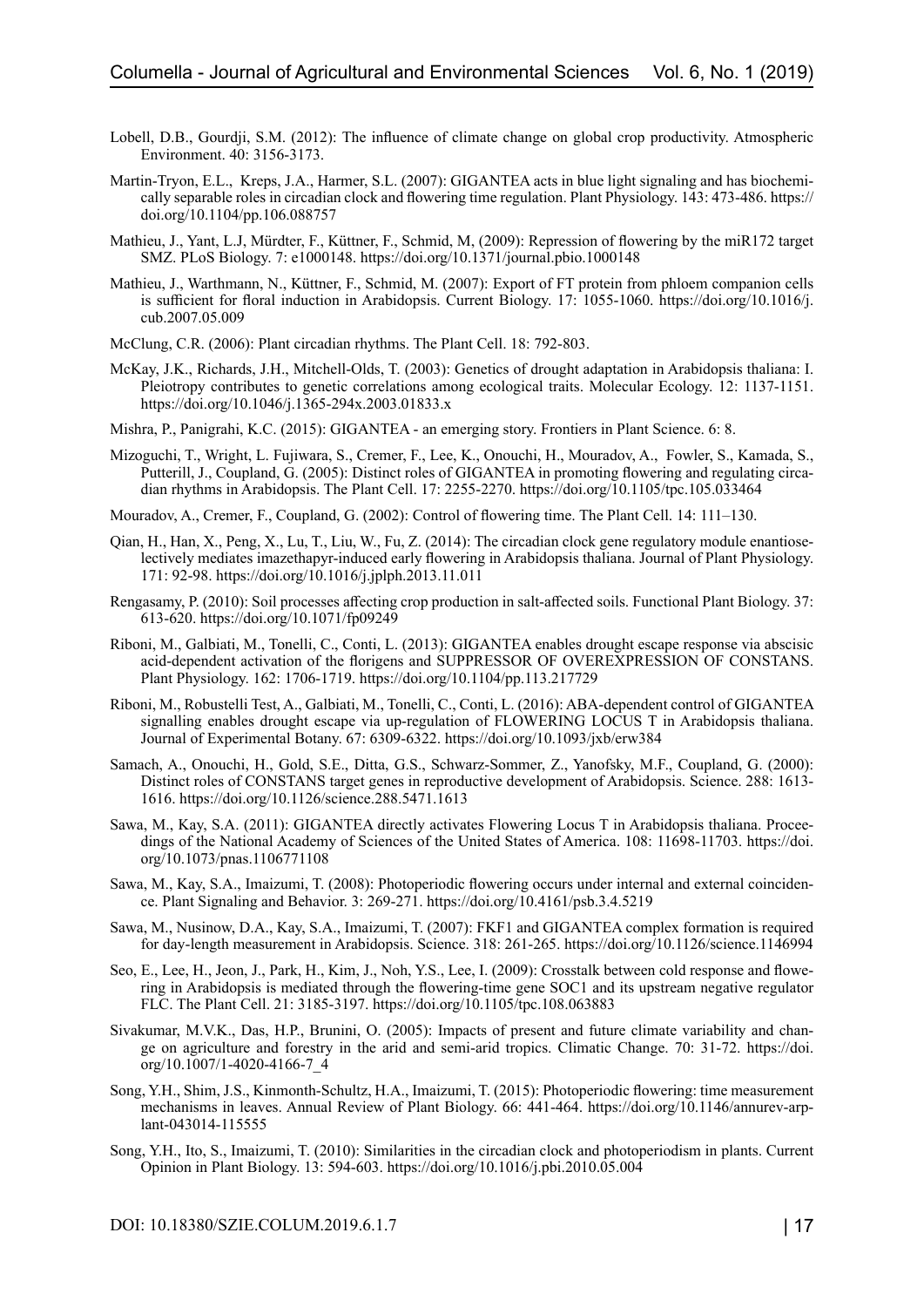Lobell, D.B., Gourdji, S.M. (2012): The influence of climate change on global crop productivity. Atmospheric Environment. 40: 3156-3173.

Martin-Tryon, E.L., Kreps, J.A., Harmer, S.L. (2007): GIGANTEA acts in blue light signaling and has biochemically separable roles in circadian clock and flowering time regulation. Plant Physiology. 143: 473-486. https://doi.org/10.1104/pp.106.088757

Mathieu, J., Yant, L.J, Mürdter, F., Küttner, F., Schmid, M, (2009): Repression of flowering by the miR172 target SMZ. PLoS Biology. 7: e1000148. https://doi.org/10.1371/journal.pbio.1000148

Mathieu, J., Warthmann, N., Küttner, F., Schmid, M. (2007): Export of FT protein from phloem companion cells is sufficient for floral induction in Arabidopsis. Current Biology. 17: 1055-1060. https://doi.org/10.1016/j.cub.2007.05.009

McClung, C.R. (2006): Plant circadian rhythms. The Plant Cell. 18: 792-803.

McKay, J.K., Richards, J.H., Mitchell-Olds, T. (2003): Genetics of drought adaptation in Arabidopsis thaliana: I. Pleiotropy contributes to genetic correlations among ecological traits. Molecular Ecology. 12: 1137-1151. https://doi.org/10.1046/j.1365-294x.2003.01833.x

Mishra, P., Panigrahi, K.C. (2015): GIGANTEA - an emerging story. Frontiers in Plant Science. 6: 8.

Mizoguchi, T., Wright, L. Fujiwara, S., Cremer, F., Lee, K., Onouchi, H., Mouradov, A., Fowler, S., Kamada, S., Putterill, J., Coupland, G. (2005): Distinct roles of GIGANTEA in promoting flowering and regulating circadian rhythms in Arabidopsis. The Plant Cell. 17: 2255-2270. https://doi.org/10.1105/tpc.105.033464

Mouradov, A., Cremer, F., Coupland, G. (2002): Control of flowering time. The Plant Cell. 14: 111–130.

Qian, H., Han, X., Peng, X., Lu, T., Liu, W., Fu, Z. (2014): The circadian clock gene regulatory module enantioselectively mediates imazethapyr-induced early flowering in Arabidopsis thaliana. Journal of Plant Physiology. 171: 92-98. https://doi.org/10.1016/j.jplph.2013.11.011

Rengasamy, P. (2010): Soil processes affecting crop production in salt-affected soils. Functional Plant Biology. 37: 613-620. https://doi.org/10.1071/fp09249

Riboni, M., Galbiati, M., Tonelli, C., Conti, L. (2013): GIGANTEA enables drought escape response via abscisic acid-dependent activation of the florigens and SUPPRESSOR OF OVEREXPRESSION OF CONSTANS. Plant Physiology. 162: 1706-1719. https://doi.org/10.1104/pp.113.217729

Riboni, M., Robustelli Test, A., Galbiati, M., Tonelli, C., Conti, L. (2016): ABA-dependent control of GIGANTEA signalling enables drought escape via up-regulation of FLOWERING LOCUS T in Arabidopsis thaliana. Journal of Experimental Botany. 67: 6309-6322. https://doi.org/10.1093/jxb/erw384

Samach, A., Onouchi, H., Gold, S.E., Ditta, G.S., Schwarz-Sommer, Z., Yanofsky, M.F., Coupland, G. (2000): Distinct roles of CONSTANS target genes in reproductive development of Arabidopsis. Science. 288: 1613-1616. https://doi.org/10.1126/science.288.5471.1613

Sawa, M., Kay, S.A. (2011): GIGANTEA directly activates Flowering Locus T in Arabidopsis thaliana. Proceedings of the National Academy of Sciences of the United States of America. 108: 11698-11703. https://doi.org/10.1073/pnas.1106771108

Sawa, M., Kay, S.A., Imaizumi, T. (2008): Photoperiodic flowering occurs under internal and external coincidence. Plant Signaling and Behavior. 3: 269-271. https://doi.org/10.4161/psb.3.4.5219

Sawa, M., Nusinow, D.A., Kay, S.A., Imaizumi, T. (2007): FKF1 and GIGANTEA complex formation is required for day-length measurement in Arabidopsis. Science. 318: 261-265. https://doi.org/10.1126/science.1146994

Seo, E., Lee, H., Jeon, J., Park, H., Kim, J., Noh, Y.S., Lee, I. (2009): Crosstalk between cold response and flowering in Arabidopsis is mediated through the flowering-time gene SOC1 and its upstream negative regulator FLC. The Plant Cell. 21: 3185-3197. https://doi.org/10.1105/tpc.108.063883

Sivakumar, M.V.K., Das, H.P., Brunini, O. (2005): Impacts of present and future climate variability and change on agriculture and forestry in the arid and semi-arid tropics. Climatic Change. 70: 31-72. https://doi.org/10.1007/1-4020-4166-7_4

Song, Y.H., Shim, J.S., Kinmonth-Schultz, H.A., Imaizumi, T. (2015): Photoperiodic flowering: time measurement mechanisms in leaves. Annual Review of Plant Biology. 66: 441-464. https://doi.org/10.1146/annurev-arplant-043014-115555

Song, Y.H., Ito, S., Imaizumi, T. (2010): Similarities in the circadian clock and photoperiodism in plants. Current Opinion in Plant Biology. 13: 594-603. https://doi.org/10.1016/j.pbi.2010.05.004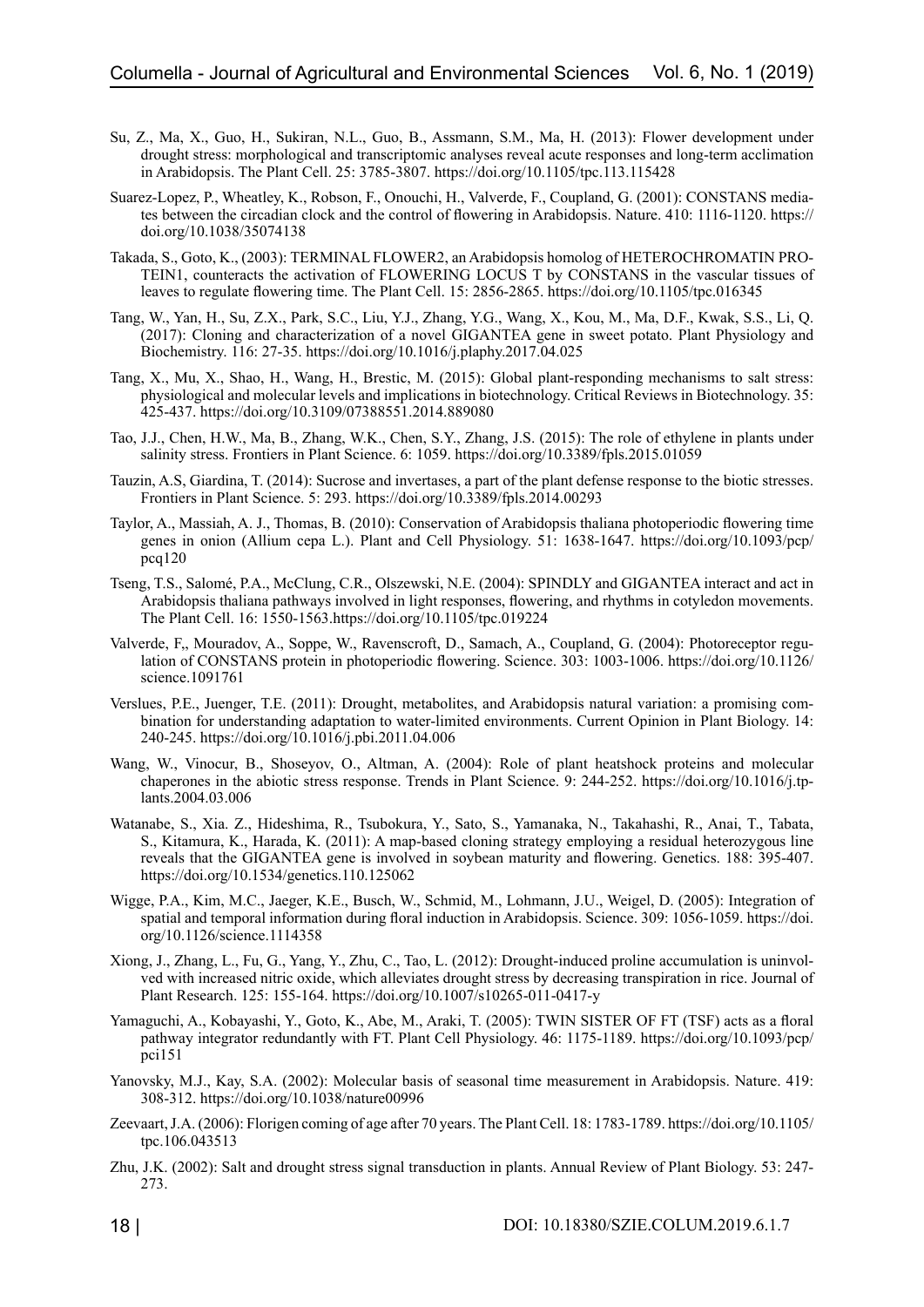Su, Z., Ma, X., Guo, H., Sukiran, N.L., Guo, B., Assmann, S.M., Ma, H. (2013): Flower development under drought stress: morphological and transcriptomic analyses reveal acute responses and long-term acclimation in Arabidopsis. The Plant Cell. 25: 3785-3807. https://doi.org/10.1105/tpc.113.115428

Suarez-Lopez, P., Wheatley, K., Robson, F., Onouchi, H., Valverde, F., Coupland, G. (2001): CONSTANS mediates between the circadian clock and the control of flowering in Arabidopsis. Nature. 410: 1116-1120. https://doi.org/10.1038/35074138

Takada, S., Goto, K., (2003): TERMINAL FLOWER2, an Arabidopsis homolog of HETEROCHROMATIN PROTEIN1, counteracts the activation of FLOWERING LOCUS T by CONSTANS in the vascular tissues of leaves to regulate flowering time. The Plant Cell. 15: 2856-2865. https://doi.org/10.1105/tpc.016345

Tang, W., Yan, H., Su, Z.X., Park, S.C., Liu, Y.J., Zhang, Y.G., Wang, X., Kou, M., Ma, D.F., Kwak, S.S., Li, Q. (2017): Cloning and characterization of a novel GIGANTEA gene in sweet potato. Plant Physiology and Biochemistry. 116: 27-35. https://doi.org/10.1016/j.plaphy.2017.04.025

Tang, X., Mu, X., Shao, H., Wang, H., Brestic, M. (2015): Global plant-responding mechanisms to salt stress: physiological and molecular levels and implications in biotechnology. Critical Reviews in Biotechnology. 35: 425-437. https://doi.org/10.3109/07388551.2014.889080

Tao, J.J., Chen, H.W., Ma, B., Zhang, W.K., Chen, S.Y., Zhang, J.S. (2015): The role of ethylene in plants under salinity stress. Frontiers in Plant Science. 6: 1059. https://doi.org/10.3389/fpls.2015.01059

Tauzin, A.S, Giardina, T. (2014): Sucrose and invertases, a part of the plant defense response to the biotic stresses. Frontiers in Plant Science. 5: 293. https://doi.org/10.3389/fpls.2014.00293

Taylor, A., Massiah, A. J., Thomas, B. (2010): Conservation of Arabidopsis thaliana photoperiodic flowering time genes in onion (Allium cepa L.). Plant and Cell Physiology. 51: 1638-1647. https://doi.org/10.1093/pcp/pcq120

Tseng, T.S., Salomé, P.A., McClung, C.R., Olszewski, N.E. (2004): SPINDLY and GIGANTEA interact and act in Arabidopsis thaliana pathways involved in light responses, flowering, and rhythms in cotyledon movements. The Plant Cell. 16: 1550-1563.https://doi.org/10.1105/tpc.019224

Valverde, F,, Mouradov, A., Soppe, W., Ravenscroft, D., Samach, A., Coupland, G. (2004): Photoreceptor regulation of CONSTANS protein in photoperiodic flowering. Science. 303: 1003-1006. https://doi.org/10.1126/science.1091761

Verslues, P.E., Juenger, T.E. (2011): Drought, metabolites, and Arabidopsis natural variation: a promising combination for understanding adaptation to water-limited environments. Current Opinion in Plant Biology. 14: 240-245. https://doi.org/10.1016/j.pbi.2011.04.006

Wang, W., Vinocur, B., Shoseyov, O., Altman, A. (2004): Role of plant heatshock proteins and molecular chaperones in the abiotic stress response. Trends in Plant Science. 9: 244-252. https://doi.org/10.1016/j.tplants.2004.03.006

Watanabe, S., Xia. Z., Hideshima, R., Tsubokura, Y., Sato, S., Yamanaka, N., Takahashi, R., Anai, T., Tabata, S., Kitamura, K., Harada, K. (2011): A map-based cloning strategy employing a residual heterozygous line reveals that the GIGANTEA gene is involved in soybean maturity and flowering. Genetics. 188: 395-407. https://doi.org/10.1534/genetics.110.125062

Wigge, P.A., Kim, M.C., Jaeger, K.E., Busch, W., Schmid, M., Lohmann, J.U., Weigel, D. (2005): Integration of spatial and temporal information during floral induction in Arabidopsis. Science. 309: 1056-1059. https://doi.org/10.1126/science.1114358

Xiong, J., Zhang, L., Fu, G., Yang, Y., Zhu, C., Tao, L. (2012): Drought-induced proline accumulation is uninvolved with increased nitric oxide, which alleviates drought stress by decreasing transpiration in rice. Journal of Plant Research. 125: 155-164. https://doi.org/10.1007/s10265-011-0417-y

Yamaguchi, A., Kobayashi, Y., Goto, K., Abe, M., Araki, T. (2005): TWIN SISTER OF FT (TSF) acts as a floral pathway integrator redundantly with FT. Plant Cell Physiology. 46: 1175-1189. https://doi.org/10.1093/pcp/pci151

Yanovsky, M.J., Kay, S.A. (2002): Molecular basis of seasonal time measurement in Arabidopsis. Nature. 419: 308-312. https://doi.org/10.1038/nature00996

Zeevaart, J.A. (2006): Florigen coming of age after 70 years. The Plant Cell. 18: 1783-1789. https://doi.org/10.1105/tpc.106.043513

Zhu, J.K. (2002): Salt and drought stress signal transduction in plants. Annual Review of Plant Biology. 53: 247-273.